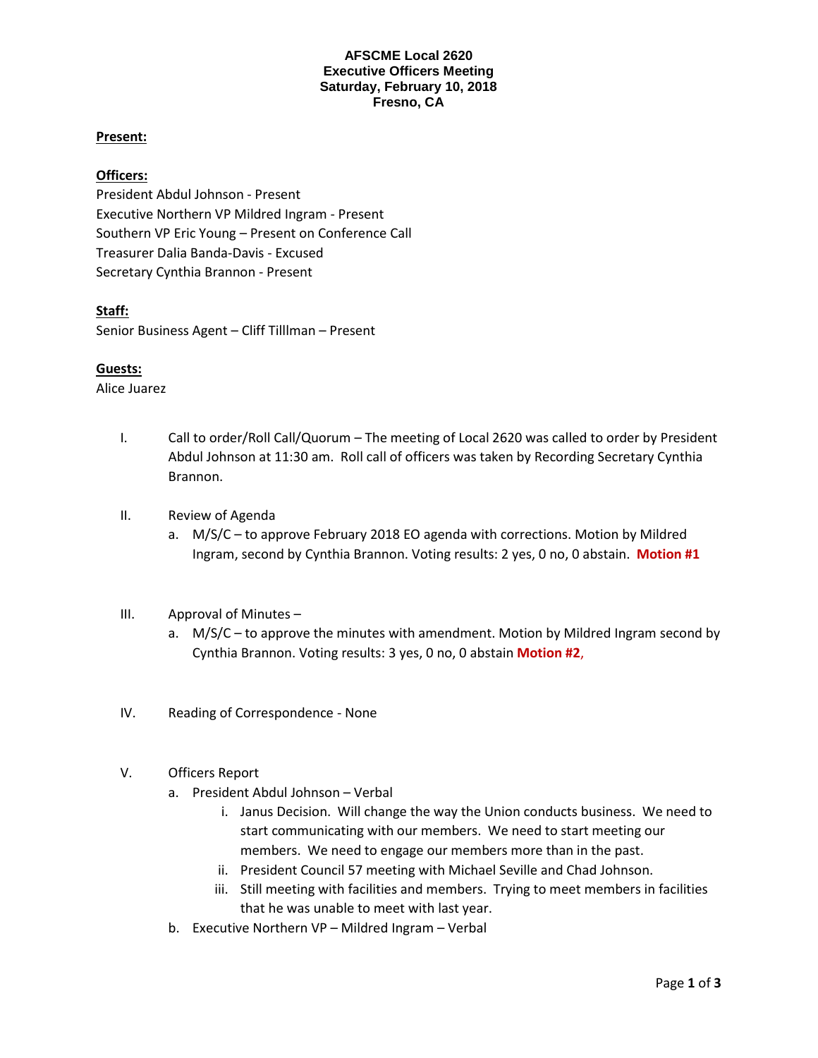**AFSCME Local 2620**
**Executive Officers Meeting**
**Saturday, February 10, 2018**
**Fresno, CA**

**Present:**

**Officers:**
President Abdul Johnson - Present
Executive Northern VP Mildred Ingram - Present
Southern VP Eric Young – Present on Conference Call
Treasurer Dalia Banda-Davis - Excused
Secretary Cynthia Brannon - Present

**Staff:**
Senior Business Agent – Cliff Tilllman – Present

**Guests:**
Alice Juarez

I. Call to order/Roll Call/Quorum – The meeting of Local 2620 was called to order by President Abdul Johnson at 11:30 am. Roll call of officers was taken by Recording Secretary Cynthia Brannon.

II. Review of Agenda
   a. M/S/C – to approve February 2018 EO agenda with corrections. Motion by Mildred Ingram, second by Cynthia Brannon. Voting results: 2 yes, 0 no, 0 abstain. **Motion #1**

III. Approval of Minutes –
   a. M/S/C – to approve the minutes with amendment. Motion by Mildred Ingram second by Cynthia Brannon. Voting results: 3 yes, 0 no, 0 abstain **Motion #2**,

IV. Reading of Correspondence - None

V. Officers Report
   a. President Abdul Johnson – Verbal
      i. Janus Decision. Will change the way the Union conducts business. We need to start communicating with our members. We need to start meeting our members. We need to engage our members more than in the past.
      ii. President Council 57 meeting with Michael Seville and Chad Johnson.
      iii. Still meeting with facilities and members. Trying to meet members in facilities that he was unable to meet with last year.
   b. Executive Northern VP – Mildred Ingram – Verbal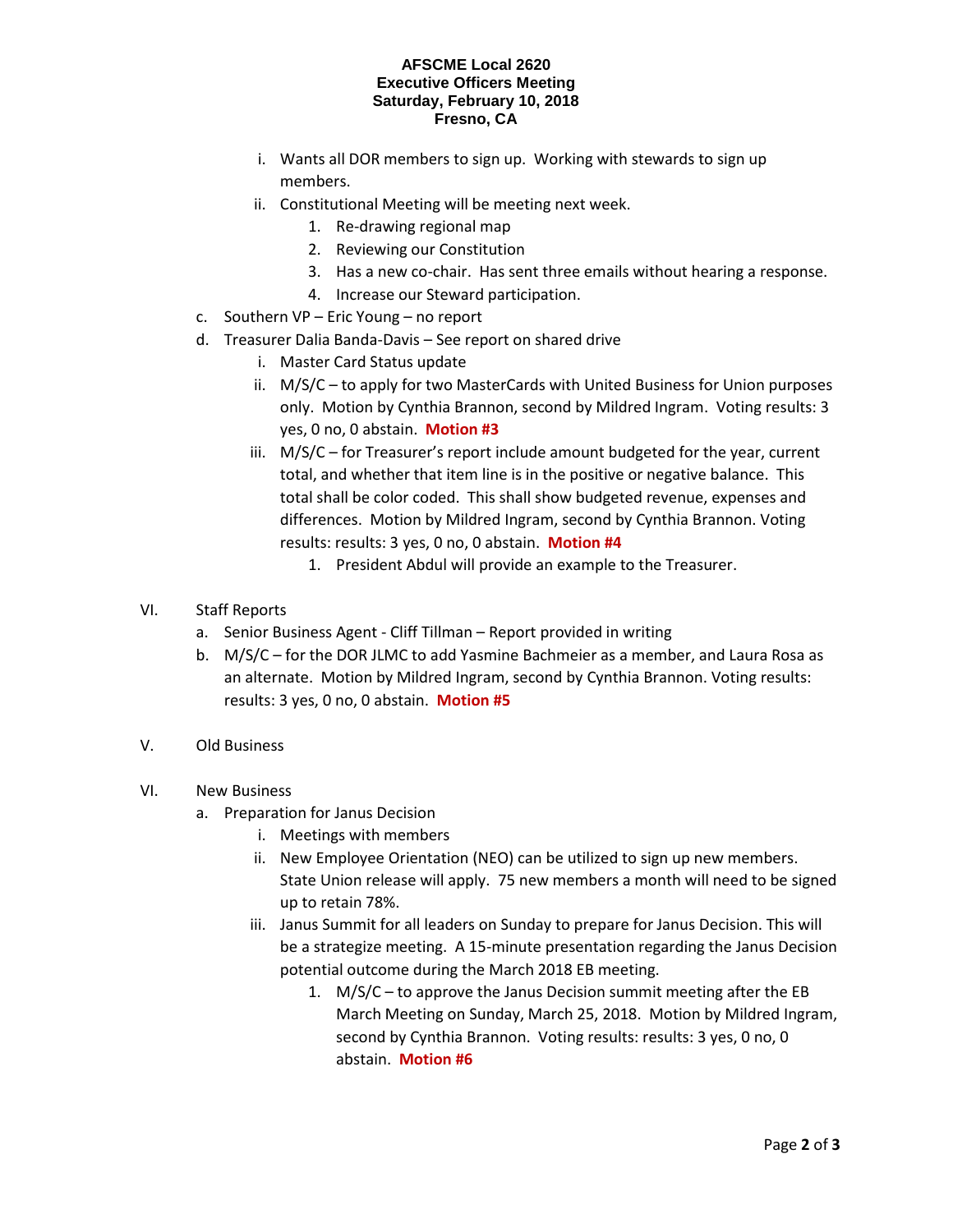**AFSCME Local 2620**
**Executive Officers Meeting**
**Saturday, February 10, 2018**
**Fresno, CA**

- i. Wants all DOR members to sign up. Working with stewards to sign up members.
- ii. Constitutional Meeting will be meeting next week.
  1. Re-drawing regional map
  2. Reviewing our Constitution
  3. Has a new co-chair. Has sent three emails without hearing a response.
  4. Increase our Steward participation.

c. Southern VP – Eric Young – no report

d. Treasurer Dalia Banda-Davis – See report on shared drive

- i. Master Card Status update
- ii. M/S/C – to apply for two MasterCards with United Business for Union purposes only. Motion by Cynthia Brannon, second by Mildred Ingram. Voting results: 3 yes, 0 no, 0 abstain. **Motion #3**
- iii. M/S/C – for Treasurer's report include amount budgeted for the year, current total, and whether that item line is in the positive or negative balance. This total shall be color coded. This shall show budgeted revenue, expenses and differences. Motion by Mildred Ingram, second by Cynthia Brannon. Voting results: results: 3 yes, 0 no, 0 abstain. **Motion #4**
  1. President Abdul will provide an example to the Treasurer.

VI. Staff Reports

a. Senior Business Agent - Cliff Tillman – Report provided in writing

b. M/S/C – for the DOR JLMC to add Yasmine Bachmeier as a member, and Laura Rosa as an alternate. Motion by Mildred Ingram, second by Cynthia Brannon. Voting results: results: 3 yes, 0 no, 0 abstain. **Motion #5**

V. Old Business

VI. New Business

a. Preparation for Janus Decision

- i. Meetings with members
- ii. New Employee Orientation (NEO) can be utilized to sign up new members. State Union release will apply. 75 new members a month will need to be signed up to retain 78%.
- iii. Janus Summit for all leaders on Sunday to prepare for Janus Decision. This will be a strategize meeting. A 15-minute presentation regarding the Janus Decision potential outcome during the March 2018 EB meeting.
  1. M/S/C – to approve the Janus Decision summit meeting after the EB March Meeting on Sunday, March 25, 2018. Motion by Mildred Ingram, second by Cynthia Brannon. Voting results: results: 3 yes, 0 no, 0 abstain. **Motion #6**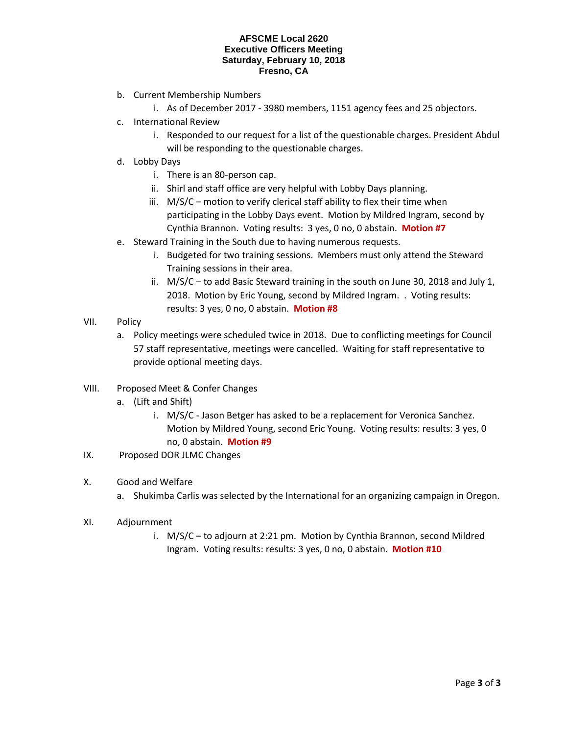**AFSCME Local 2620**
**Executive Officers Meeting**
**Saturday, February 10, 2018**
**Fresno, CA**

b. Current Membership Numbers
   i. As of December 2017 - 3980 members, 1151 agency fees and 25 objectors.

c. International Review
   i. Responded to our request for a list of the questionable charges. President Abdul will be responding to the questionable charges.

d. Lobby Days
   i. There is an 80-person cap.
   ii. Shirl and staff office are very helpful with Lobby Days planning.
   iii. M/S/C – motion to verify clerical staff ability to flex their time when participating in the Lobby Days event. Motion by Mildred Ingram, second by Cynthia Brannon. Voting results: 3 yes, 0 no, 0 abstain. **Motion #7**

e. Steward Training in the South due to having numerous requests.
   i. Budgeted for two training sessions. Members must only attend the Steward Training sessions in their area.
   ii. M/S/C – to add Basic Steward training in the south on June 30, 2018 and July 1, 2018. Motion by Eric Young, second by Mildred Ingram. . Voting results: results: 3 yes, 0 no, 0 abstain. **Motion #8**

VII. Policy

a. Policy meetings were scheduled twice in 2018. Due to conflicting meetings for Council 57 staff representative, meetings were cancelled. Waiting for staff representative to provide optional meeting days.

VIII. Proposed Meet & Confer Changes

a. (Lift and Shift)
   i. M/S/C - Jason Betger has asked to be a replacement for Veronica Sanchez. Motion by Mildred Young, second Eric Young. Voting results: results: 3 yes, 0 no, 0 abstain. **Motion #9**

IX. Proposed DOR JLMC Changes

X. Good and Welfare

a. Shukimba Carlis was selected by the International for an organizing campaign in Oregon.

XI. Adjournment

   i. M/S/C – to adjourn at 2:21 pm. Motion by Cynthia Brannon, second Mildred Ingram. Voting results: results: 3 yes, 0 no, 0 abstain. **Motion #10**